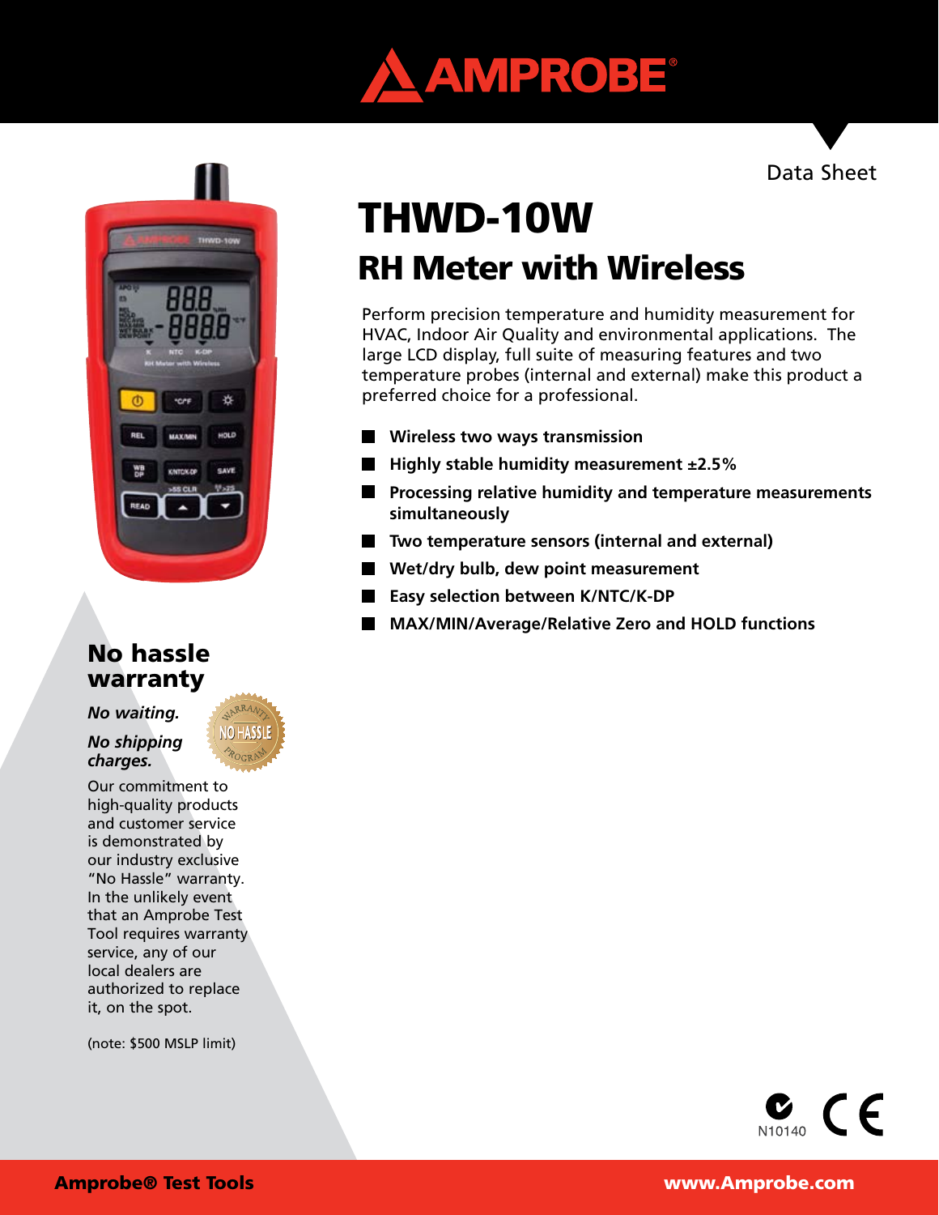# AMPROBE

Data Sheet

# THWD-10W

## RH Meter with Wireless

Perform precision temperature and humidity measurement for HVAC, Indoor Air Quality and environmental applications. The large LCD display, full suite of measuring features and two temperature probes (internal and external) make this product a preferred choice for a professional.

- **Wireless two ways transmission**
- **Highly stable humidity measurement ±2.5%**
- **Processing relative humidity and temperature measurements simultaneously**
- **Two temperature sensors (internal and external)**
- **Wet/dry bulb, dew point measurement**
- **Easy selection between K/NTC/K-DP**
- **MAX/MIN/Average/Relative Zero and HOLD functions**

## No hassle warranty

***No waiting.***

***No shipping charges.***

Our commitment to high-quality products and customer service is demonstrated by our industry exclusive "No Hassle" warranty. In the unlikely event that an Amprobe Test Tool requires warranty service, any of our local dealers are authorized to replace it, on the spot.

(note: $500 MSLP limit)

N10140

**Amprobe® Test Tools** **www.Amprobe.com**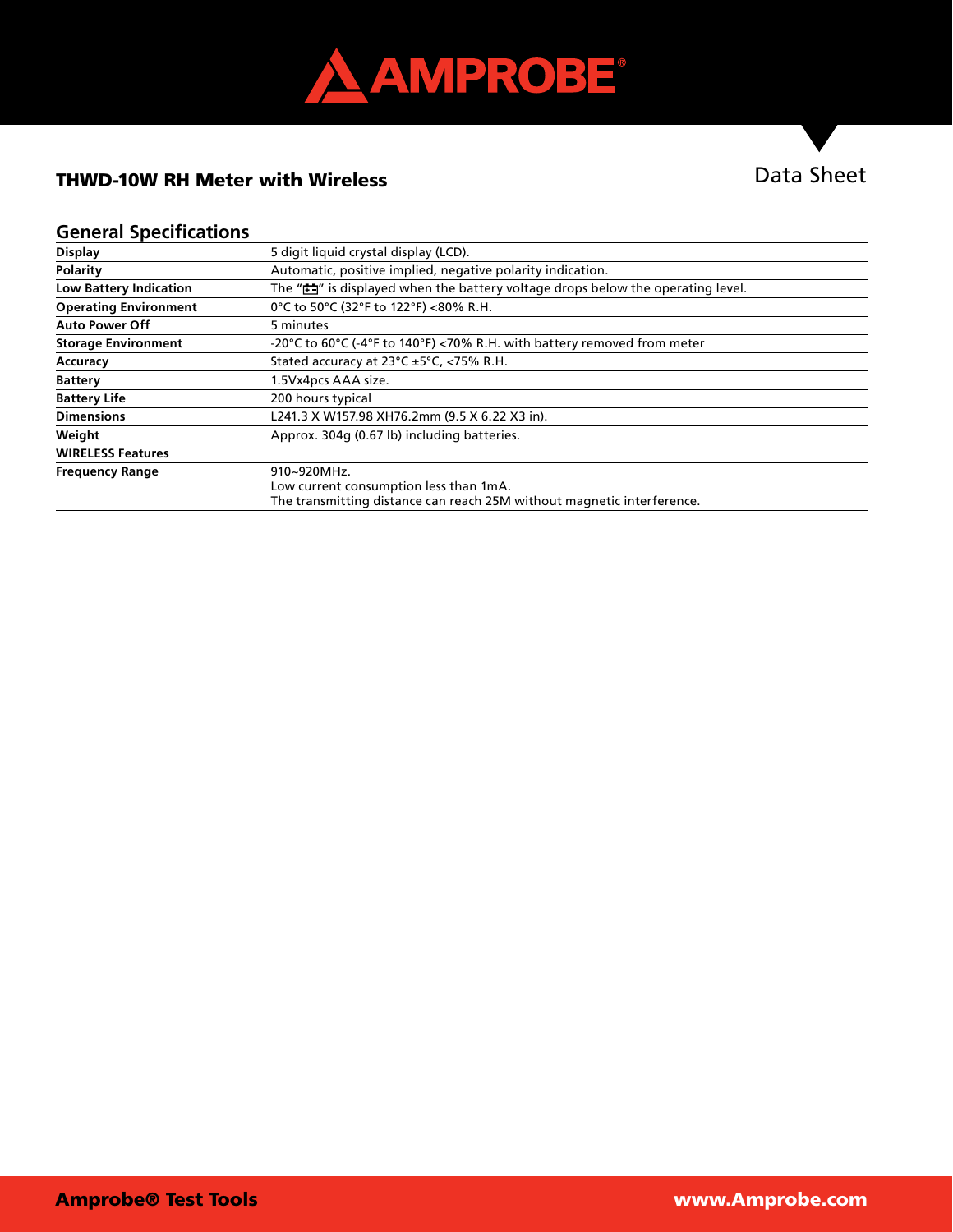## THWD-10W RH Meter with Wireless

Data Sheet

### General Specifications

| | |
|---|---|
| **Display** | 5 digit liquid crystal display (LCD). |
| **Polarity** | Automatic, positive implied, negative polarity indication. |
| **Low Battery Indication** | The "[battery symbol]" is displayed when the battery voltage drops below the operating level. |
| **Operating Environment** | 0°C to 50°C (32°F to 122°F) <80% R.H. |
| **Auto Power Off** | 5 minutes |
| **Storage Environment** | -20°C to 60°C (-4°F to 140°F) <70% R.H. with battery removed from meter |
| **Accuracy** | Stated accuracy at 23°C ±5°C, <75% R.H. |
| **Battery** | 1.5Vx4pcs AAA size. |
| **Battery Life** | 200 hours typical |
| **Dimensions** | L241.3 X W157.98 XH76.2mm (9.5 X 6.22 X3 in). |
| **Weight** | Approx. 304g (0.67 lb) including batteries. |
| **WIRELESS Features** | |
| **Frequency Range** | 910~920MHz.<br>Low current consumption less than 1mA.<br>The transmitting distance can reach 25M without magnetic interference. |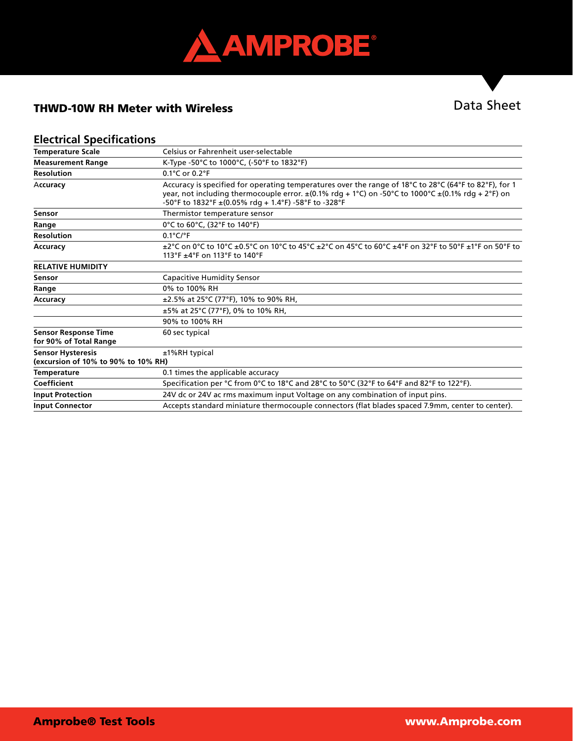# THWD-10W RH Meter with Wireless

Data Sheet

## Electrical Specifications

| | |
|---|---|
| **Temperature Scale** | Celsius or Fahrenheit user-selectable |
| **Measurement Range** | K-Type -50°C to 1000°C, (-50°F to 1832°F) |
| **Resolution** | 0.1°C or 0.2°F |
| **Accuracy** | Accuracy is specified for operating temperatures over the range of 18°C to 28°C (64°F to 82°F), for 1 year, not including thermocouple error. ±(0.1% rdg + 1°C) on -50°C to 1000°C ±(0.1% rdg + 2°F) on -50°F to 1832°F ±(0.05% rdg + 1.4°F) -58°F to -328°F |
| **Sensor** | Thermistor temperature sensor |
| **Range** | 0°C to 60°C, (32°F to 140°F) |
| **Resolution** | 0.1°C/°F |
| **Accuracy** | ±2°C on 0°C to 10°C ±0.5°C on 10°C to 45°C ±2°C on 45°C to 60°C ±4°F on 32°F to 50°F ±1°F on 50°F to 113°F ±4°F on 113°F to 140°F |
| **RELATIVE HUMIDITY** | |
| **Sensor** | Capacitive Humidity Sensor |
| **Range** | 0% to 100% RH |
| **Accuracy** | ±2.5% at 25°C (77°F), 10% to 90% RH, |
| | ±5% at 25°C (77°F), 0% to 10% RH, |
| | 90% to 100% RH |
| **Sensor Response Time for 90% of Total Range** | 60 sec typical |
| **Sensor Hysteresis (excursion of 10% to 90% to 10% RH)** | ±1%RH typical |
| **Temperature** | 0.1 times the applicable accuracy |
| **Coefficient** | Specification per °C from 0°C to 18°C and 28°C to 50°C (32°F to 64°F and 82°F to 122°F). |
| **Input Protection** | 24V dc or 24V ac rms maximum input Voltage on any combination of input pins. |
| **Input Connector** | Accepts standard miniature thermocouple connectors (flat blades spaced 7.9mm, center to center). |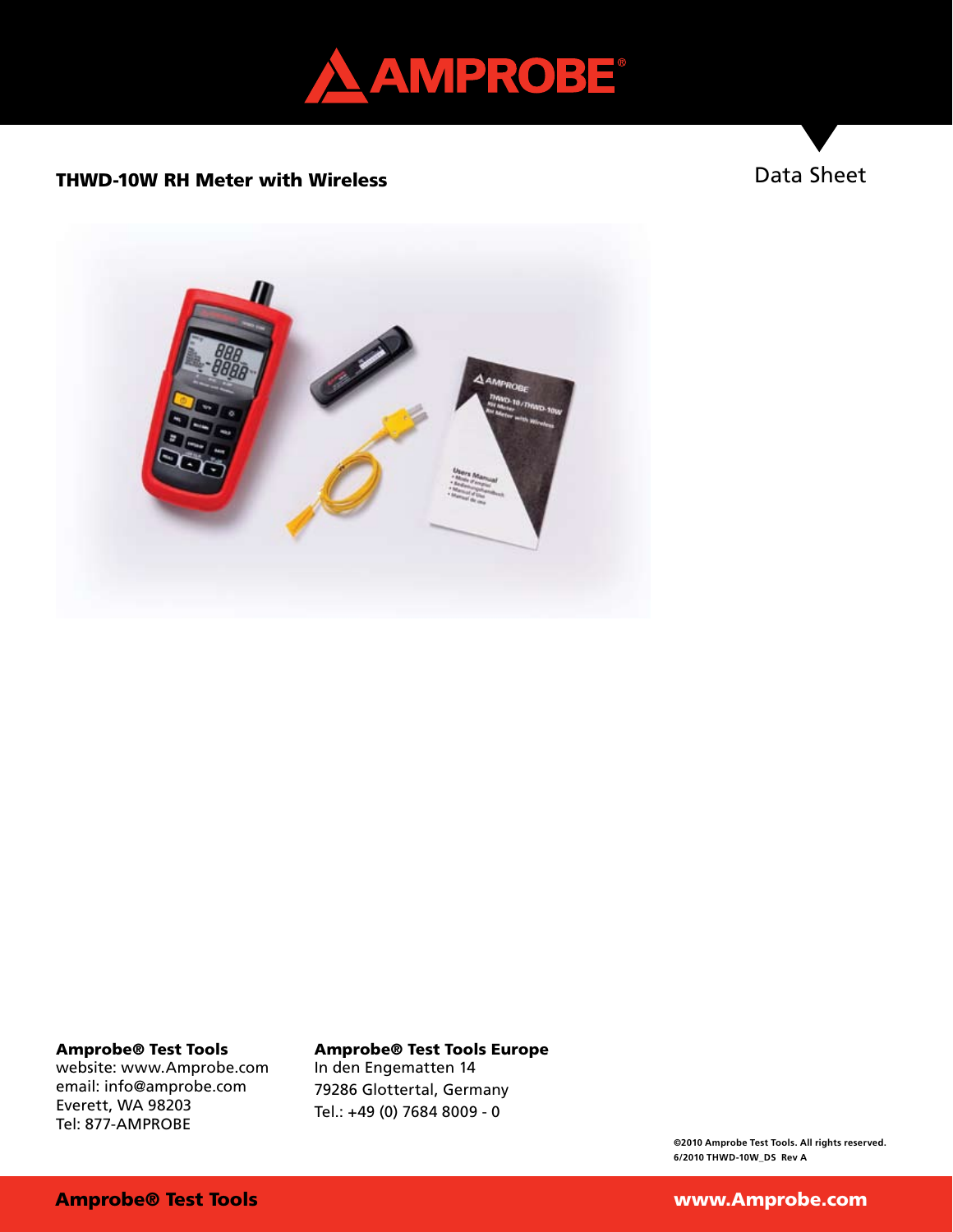**THWD-10W RH Meter with Wireless**

Data Sheet

**Amprobe® Test Tools**
website: www.Amprobe.com
email: info@amprobe.com
Everett, WA 98203
Tel: 877-AMPROBE

**Amprobe® Test Tools Europe**
In den Engematten 14
79286 Glottertal, Germany
Tel.: +49 (0) 7684 8009 - 0

**©2010 Amprobe Test Tools. All rights reserved.**
**6/2010 THWD-10W_DS Rev A**